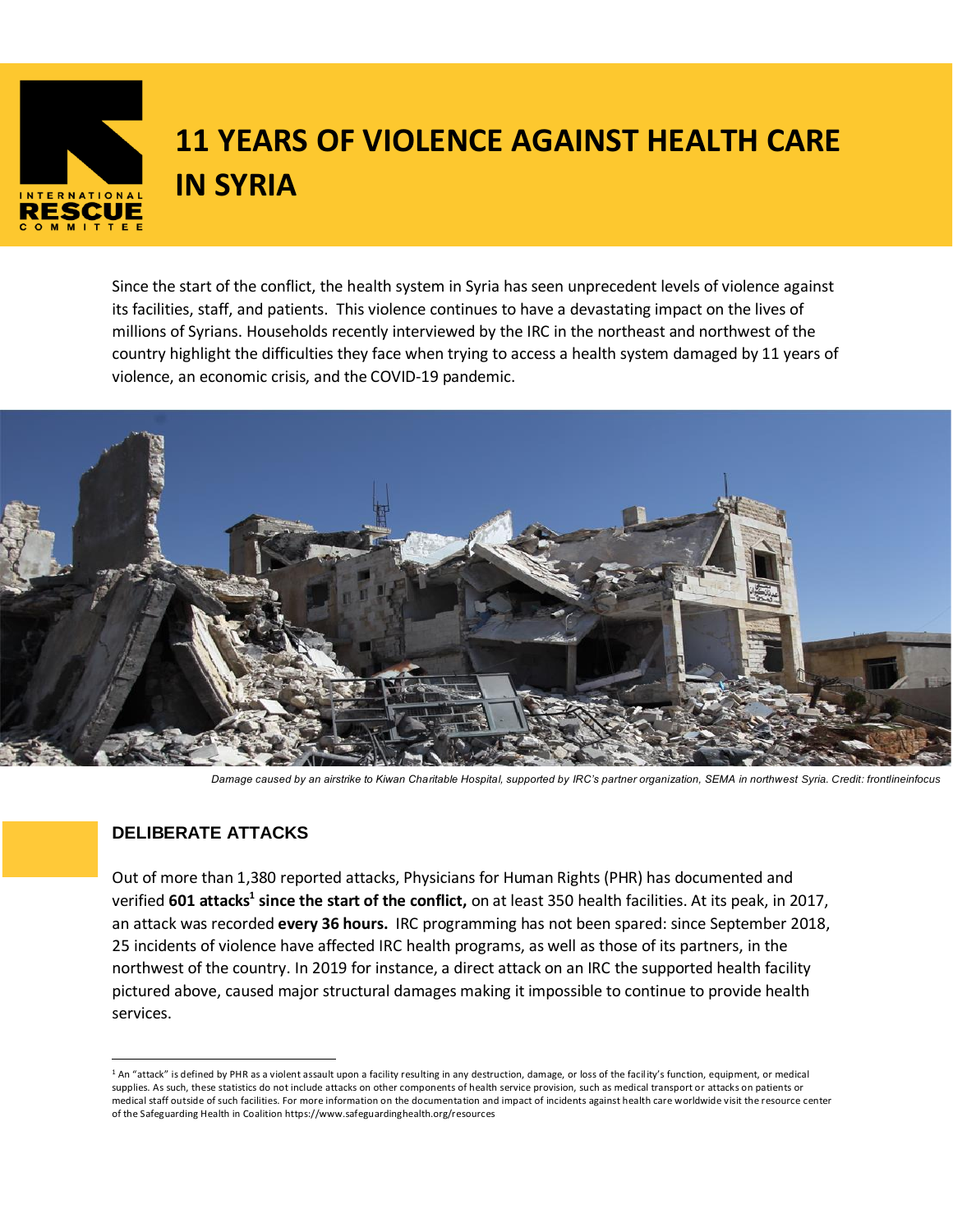# 11 YEARS OF VIOLENCE AGAINST HEALTH CARE IN SYRIA

Since the start of the conflict, the health system in Syria has seen unprecedent levels of violence against its facilities, staff, and patients. This violence continues to have a devastating impact on the lives of millions of Syrians. Households recently interviewed by the IRC in the northeast and northwest of the country highlight the difficulties they face when trying to access a health system damaged by 11 years of violence, an economic crisis, and the COVID-19 pandemic.

*Damage caused by an airstrike to Kiwan Charitable Hospital, supported by IRC's partner organization, SEMA in northwest Syria. Credit: frontlineinfocus*

## DELIBERATE ATTACKS

Out of more than 1,380 reported attacks, Physicians for Human Rights (PHR) has documented and verified **601 attacks[1] since the start of the conflict,** on at least 350 health facilities. At its peak, in 2017, an attack was recorded **every 36 hours.** IRC programming has not been spared: since September 2018, 25 incidents of violence have affected IRC health programs, as well as those of its partners, in the northwest of the country. In 2019 for instance, a direct attack on an IRC the supported health facility pictured above, caused major structural damages making it impossible to continue to provide health services.

---

[1] An "attack" is defined by PHR as a violent assault upon a facility resulting in any destruction, damage, or loss of the facility's function, equipment, or medical supplies. As such, these statistics do not include attacks on other components of health service provision, such as medical transport or attacks on patients or medical staff outside of such facilities. For more information on the documentation and impact of incidents against health care worldwide visit the resource center of the Safeguarding Health in Coalition https://www.safeguardinghealth.org/resources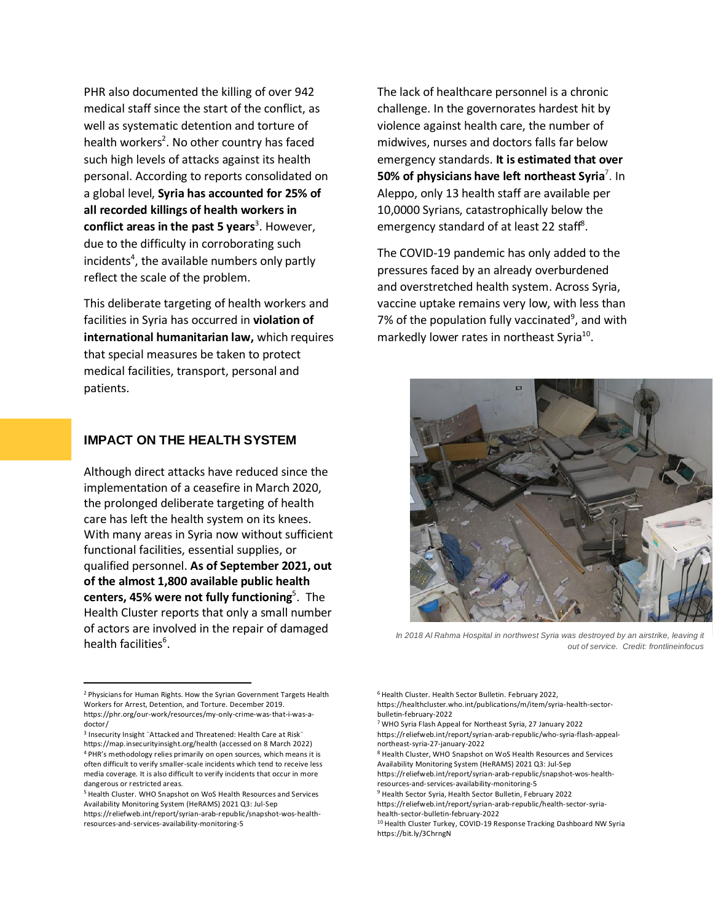PHR also documented the killing of over 942 medical staff since the start of the conflict, as well as systematic detention and torture of health workers[2]. No other country has faced such high levels of attacks against its health personal. According to reports consolidated on a global level, **Syria has accounted for 25% of all recorded killings of health workers in conflict areas in the past 5 years**[3]. However, due to the difficulty in corroborating such incidents[4], the available numbers only partly reflect the scale of the problem.

This deliberate targeting of health workers and facilities in Syria has occurred in **violation of international humanitarian law,** which requires that special measures be taken to protect medical facilities, transport, personal and patients.

## IMPACT ON THE HEALTH SYSTEM

Although direct attacks have reduced since the implementation of a ceasefire in March 2020, the prolonged deliberate targeting of health care has left the health system on its knees. With many areas in Syria now without sufficient functional facilities, essential supplies, or qualified personnel. **As of September 2021, out of the almost 1,800 available public health centers, 45% were not fully functioning**[5]. The Health Cluster reports that only a small number of actors are involved in the repair of damaged health facilities[6].

The lack of healthcare personnel is a chronic challenge. In the governorates hardest hit by violence against health care, the number of midwives, nurses and doctors falls far below emergency standards. **It is estimated that over 50% of physicians have left northeast Syria**[7]. In Aleppo, only 13 health staff are available per 10,0000 Syrians, catastrophically below the emergency standard of at least 22 staff[8].

The COVID-19 pandemic has only added to the pressures faced by an already overburdened and overstretched health system. Across Syria, vaccine uptake remains very low, with less than 7% of the population fully vaccinated[9], and with markedly lower rates in northeast Syria[10].

*In 2018 Al Rahma Hospital in northwest Syria was destroyed by an airstrike, leaving it out of service. Credit: frontlineinfocus*

---

[2] Physicians for Human Rights. How the Syrian Government Targets Health Workers for Arrest, Detention, and Torture. December 2019. https://phr.org/our-work/resources/my-only-crime-was-that-i-was-a-doctor/

[3] Insecurity Insight ¨Attacked and Threatened: Health Care at Risk¨ https://map.insecurityinsight.org/health (accessed on 8 March 2022)

[4] PHR's methodology relies primarily on open sources, which means it is often difficult to verify smaller-scale incidents which tend to receive less media coverage. It is also difficult to verify incidents that occur in more dangerous or restricted areas.

[5] Health Cluster. WHO Snapshot on WoS Health Resources and Services Availability Monitoring System (HeRAMS) 2021 Q3: Jul-Sep https://reliefweb.int/report/syrian-arab-republic/snapshot-wos-health-resources-and-services-availability-monitoring-5

[6] Health Cluster. Health Sector Bulletin. February 2022, https://healthcluster.who.int/publications/m/item/syria-health-sector-bulletin-february-2022

[7] WHO Syria Flash Appeal for Northeast Syria, 27 January 2022 https://reliefweb.int/report/syrian-arab-republic/who-syria-flash-appeal-northeast-syria-27-january-2022

[8] Health Cluster, WHO Snapshot on WoS Health Resources and Services Availability Monitoring System (HeRAMS) 2021 Q3: Jul-Sep https://reliefweb.int/report/syrian-arab-republic/snapshot-wos-health-resources-and-services-availability-monitoring-5

[9] Health Sector Syria, Health Sector Bulletin, February 2022 https://reliefweb.int/report/syrian-arab-republic/health-sector-syria-health-sector-bulletin-february-2022

[10] Health Cluster Turkey, COVID-19 Response Tracking Dashboard NW Syria https://bit.ly/3ChrngN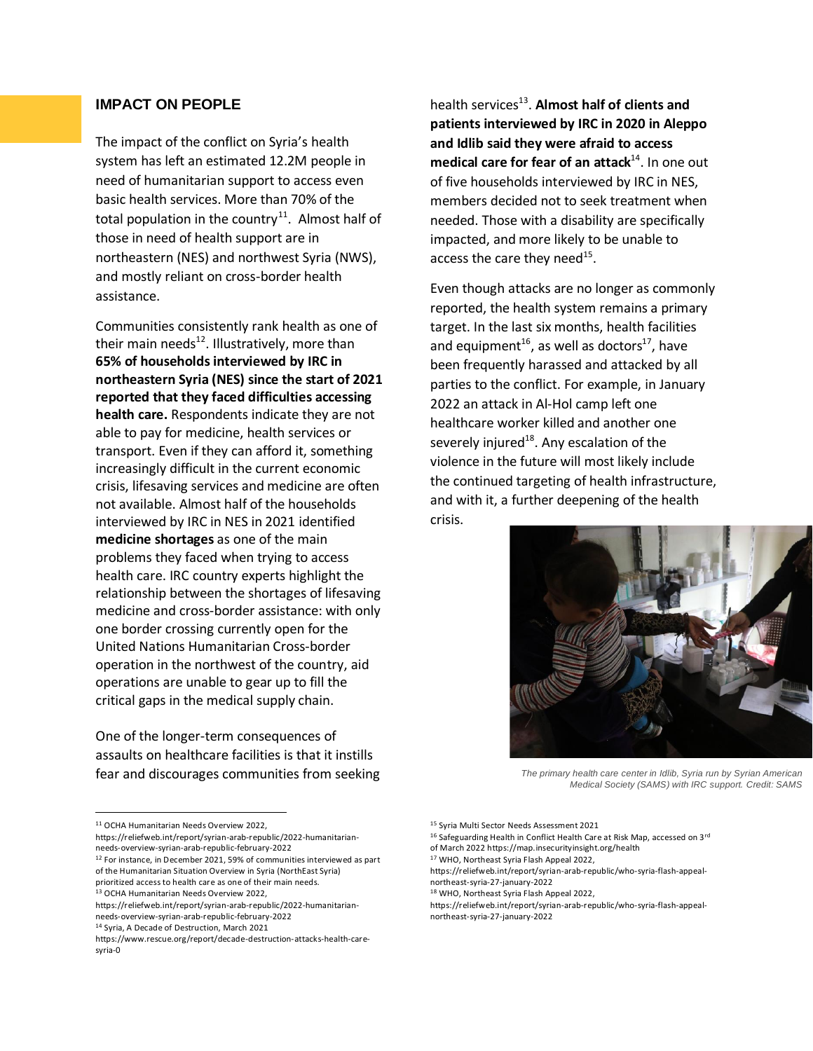## IMPACT ON PEOPLE

The impact of the conflict on Syria's health system has left an estimated 12.2M people in need of humanitarian support to access even basic health services. More than 70% of the total population in the country[11]. Almost half of those in need of health support are in northeastern (NES) and northwest Syria (NWS), and mostly reliant on cross-border health assistance.

Communities consistently rank health as one of their main needs[12]. Illustratively, more than **65% of households interviewed by IRC in northeastern Syria (NES) since the start of 2021 reported that they faced difficulties accessing health care.** Respondents indicate they are not able to pay for medicine, health services or transport. Even if they can afford it, something increasingly difficult in the current economic crisis, lifesaving services and medicine are often not available. Almost half of the households interviewed by IRC in NES in 2021 identified **medicine shortages** as one of the main problems they faced when trying to access health care. IRC country experts highlight the relationship between the shortages of lifesaving medicine and cross-border assistance: with only one border crossing currently open for the United Nations Humanitarian Cross-border operation in the northwest of the country, aid operations are unable to gear up to fill the critical gaps in the medical supply chain.

One of the longer-term consequences of assaults on healthcare facilities is that it instills fear and discourages communities from seeking health services[13]. **Almost half of clients and patients interviewed by IRC in 2020 in Aleppo and Idlib said they were afraid to access medical care for fear of an attack**[14]. In one out of five households interviewed by IRC in NES, members decided not to seek treatment when needed. Those with a disability are specifically impacted, and more likely to be unable to access the care they need[15].

Even though attacks are no longer as commonly reported, the health system remains a primary target. In the last six months, health facilities and equipment[16], as well as doctors[17], have been frequently harassed and attacked by all parties to the conflict. For example, in January 2022 an attack in Al-Hol camp left one healthcare worker killed and another one severely injured[18]. Any escalation of the violence in the future will most likely include the continued targeting of health infrastructure, and with it, a further deepening of the health crisis.

*The primary health care center in Idlib, Syria run by Syrian American Medical Society (SAMS) with IRC support. Credit: SAMS*

---

[11] OCHA Humanitarian Needs Overview 2022, https://reliefweb.int/report/syrian-arab-republic/2022-humanitarian-needs-overview-syrian-arab-republic-february-2022

[12] For instance, in December 2021, 59% of communities interviewed as part of the Humanitarian Situation Overview in Syria (NorthEast Syria) prioritized access to health care as one of their main needs.

[13] OCHA Humanitarian Needs Overview 2022, https://reliefweb.int/report/syrian-arab-republic/2022-humanitarian-needs-overview-syrian-arab-republic-february-2022

[14] Syria, A Decade of Destruction, March 2021 https://www.rescue.org/report/decade-destruction-attacks-health-care-syria-0

[15] Syria Multi Sector Needs Assessment 2021

[16] Safeguarding Health in Conflict Health Care at Risk Map, accessed on 3rd of March 2022 https://map.insecurityinsight.org/health

[17] WHO, Northeast Syria Flash Appeal 2022, https://reliefweb.int/report/syrian-arab-republic/who-syria-flash-appeal-northeast-syria-27-january-2022

[18] WHO, Northeast Syria Flash Appeal 2022, https://reliefweb.int/report/syrian-arab-republic/who-syria-flash-appeal-northeast-syria-27-january-2022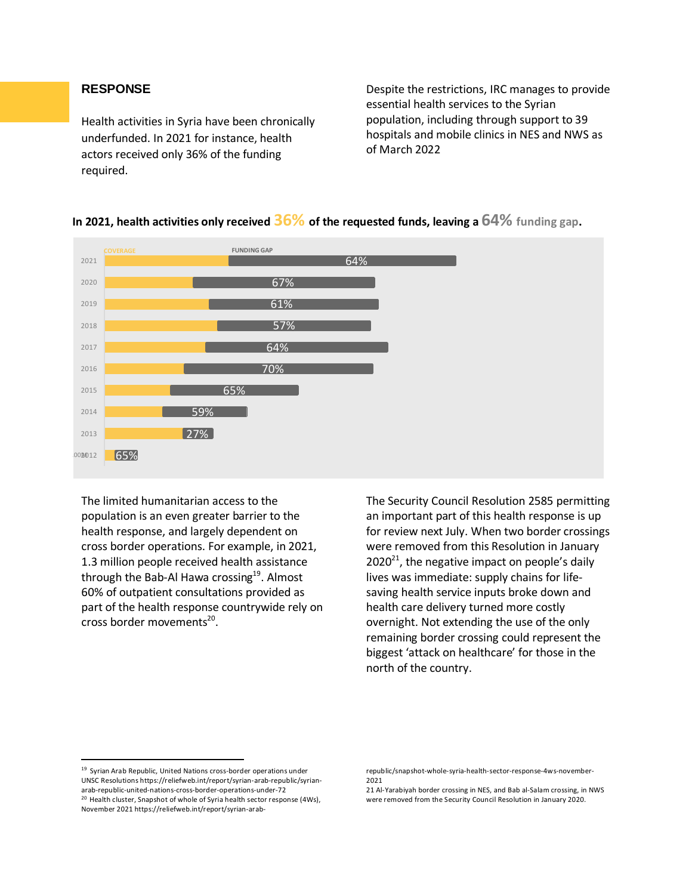## RESPONSE

Health activities in Syria have been chronically underfunded. In 2021 for instance, health actors received only 36% of the funding required.

Despite the restrictions, IRC manages to provide essential health services to the Syrian population, including through support to 39 hospitals and mobile clinics in NES and NWS as of March 2022

**In 2021, health activities only received 36% of the requested funds, leaving a 64% funding gap.**

| Year | Funding gap |
| --- | --- |
| 2021 | 64% |
| 2020 | 67% |
| 2019 | 61% |
| 2018 | 57% |
| 2017 | 64% |
| 2016 | 70% |
| 2015 | 65% |
| 2014 | 59% |
| 2013 | 27% |
| 2012 | 65% |

The limited humanitarian access to the population is an even greater barrier to the health response, and largely dependent on cross border operations. For example, in 2021, 1.3 million people received health assistance through the Bab-Al Hawa crossing[19]. Almost 60% of outpatient consultations provided as part of the health response countrywide rely on cross border movements[20].

The Security Council Resolution 2585 permitting an important part of this health response is up for review next July. When two border crossings were removed from this Resolution in January 2020[21], the negative impact on people's daily lives was immediate: supply chains for life-saving health service inputs broke down and health care delivery turned more costly overnight. Not extending the use of the only remaining border crossing could represent the biggest 'attack on healthcare' for those in the north of the country.

---

[19] Syrian Arab Republic, United Nations cross-border operations under UNSC Resolutions https://reliefweb.int/report/syrian-arab-republic/syrian-arab-republic-united-nations-cross-border-operations-under-72

[20] Health cluster, Snapshot of whole of Syria health sector response (4Ws), November 2021 https://reliefweb.int/report/syrian-arab-republic/snapshot-whole-syria-health-sector-response-4ws-november-2021

21 Al-Yarabiyah border crossing in NES, and Bab al-Salam crossing, in NWS were removed from the Security Council Resolution in January 2020.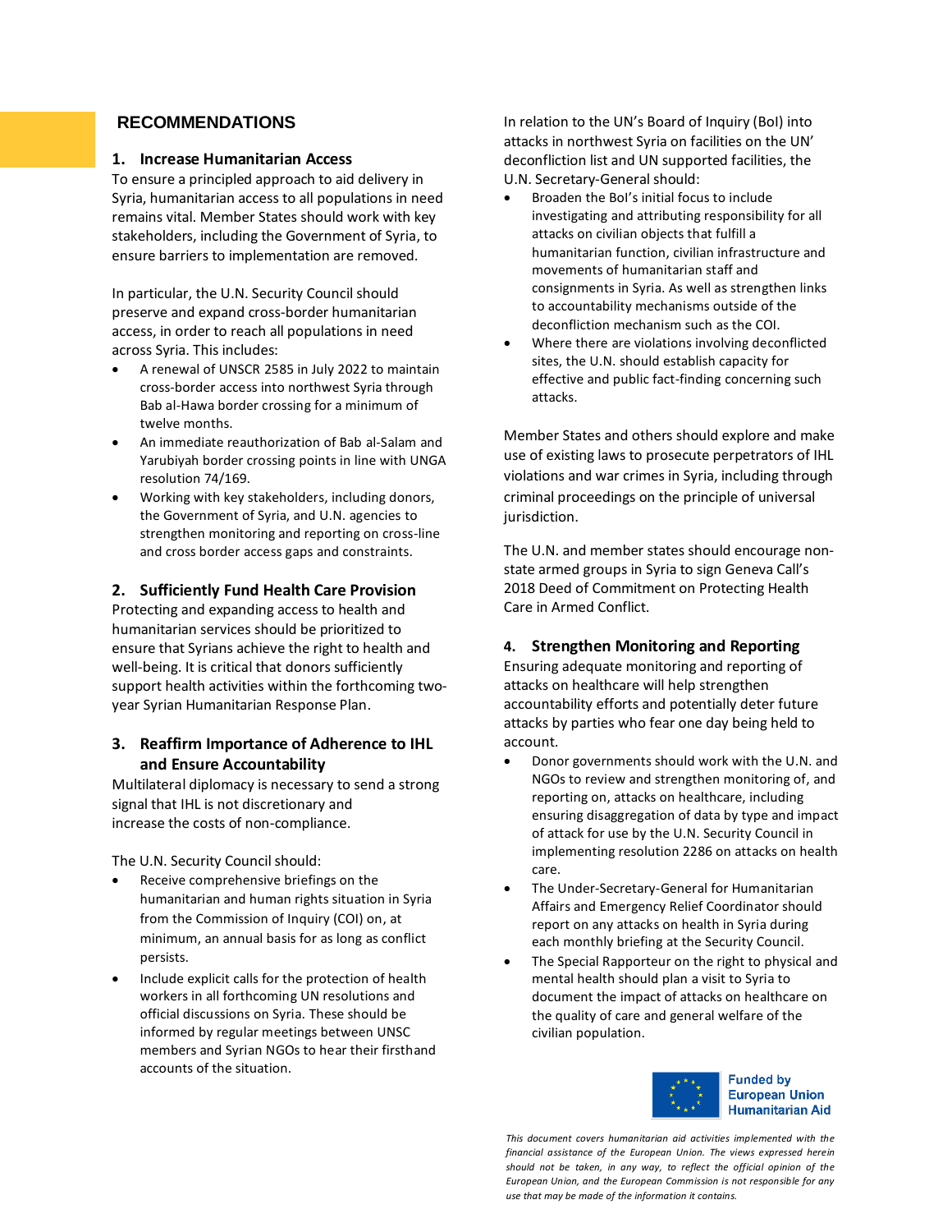## RECOMMENDATIONS

### 1. Increase Humanitarian Access

To ensure a principled approach to aid delivery in Syria, humanitarian access to all populations in need remains vital. Member States should work with key stakeholders, including the Government of Syria, to ensure barriers to implementation are removed.

In particular, the U.N. Security Council should preserve and expand cross-border humanitarian access, in order to reach all populations in need across Syria. This includes:

- A renewal of UNSCR 2585 in July 2022 to maintain cross-border access into northwest Syria through Bab al-Hawa border crossing for a minimum of twelve months.
- An immediate reauthorization of Bab al-Salam and Yarubiyah border crossing points in line with UNGA resolution 74/169.
- Working with key stakeholders, including donors, the Government of Syria, and U.N. agencies to strengthen monitoring and reporting on cross-line and cross border access gaps and constraints.

### 2. Sufficiently Fund Health Care Provision

Protecting and expanding access to health and humanitarian services should be prioritized to ensure that Syrians achieve the right to health and well-being. It is critical that donors sufficiently support health activities within the forthcoming two-year Syrian Humanitarian Response Plan.

### 3. Reaffirm Importance of Adherence to IHL and Ensure Accountability

Multilateral diplomacy is necessary to send a strong signal that IHL is not discretionary and increase the costs of non-compliance.

The U.N. Security Council should:

- Receive comprehensive briefings on the humanitarian and human rights situation in Syria from the Commission of Inquiry (COI) on, at minimum, an annual basis for as long as conflict persists.
- Include explicit calls for the protection of health workers in all forthcoming UN resolutions and official discussions on Syria. These should be informed by regular meetings between UNSC members and Syrian NGOs to hear their firsthand accounts of the situation.

In relation to the UN's Board of Inquiry (BoI) into attacks in northwest Syria on facilities on the UN' deconfliction list and UN supported facilities, the U.N. Secretary-General should:

- Broaden the BoI's initial focus to include investigating and attributing responsibility for all attacks on civilian objects that fulfill a humanitarian function, civilian infrastructure and movements of humanitarian staff and consignments in Syria. As well as strengthen links to accountability mechanisms outside of the deconfliction mechanism such as the COI.
- Where there are violations involving deconflicted sites, the U.N. should establish capacity for effective and public fact-finding concerning such attacks.

Member States and others should explore and make use of existing laws to prosecute perpetrators of IHL violations and war crimes in Syria, including through criminal proceedings on the principle of universal jurisdiction.

The U.N. and member states should encourage non-state armed groups in Syria to sign Geneva Call's 2018 Deed of Commitment on Protecting Health Care in Armed Conflict.

### 4. Strengthen Monitoring and Reporting

Ensuring adequate monitoring and reporting of attacks on healthcare will help strengthen accountability efforts and potentially deter future attacks by parties who fear one day being held to account.

- Donor governments should work with the U.N. and NGOs to review and strengthen monitoring of, and reporting on, attacks on healthcare, including ensuring disaggregation of data by type and impact of attack for use by the U.N. Security Council in implementing resolution 2286 on attacks on health care.
- The Under-Secretary-General for Humanitarian Affairs and Emergency Relief Coordinator should report on any attacks on health in Syria during each monthly briefing at the Security Council.
- The Special Rapporteur on the right to physical and mental health should plan a visit to Syria to document the impact of attacks on healthcare on the quality of care and general welfare of the civilian population.

Funded by European Union Humanitarian Aid

*This document covers humanitarian aid activities implemented with the financial assistance of the European Union. The views expressed herein should not be taken, in any way, to reflect the official opinion of the European Union, and the European Commission is not responsible for any use that may be made of the information it contains.*